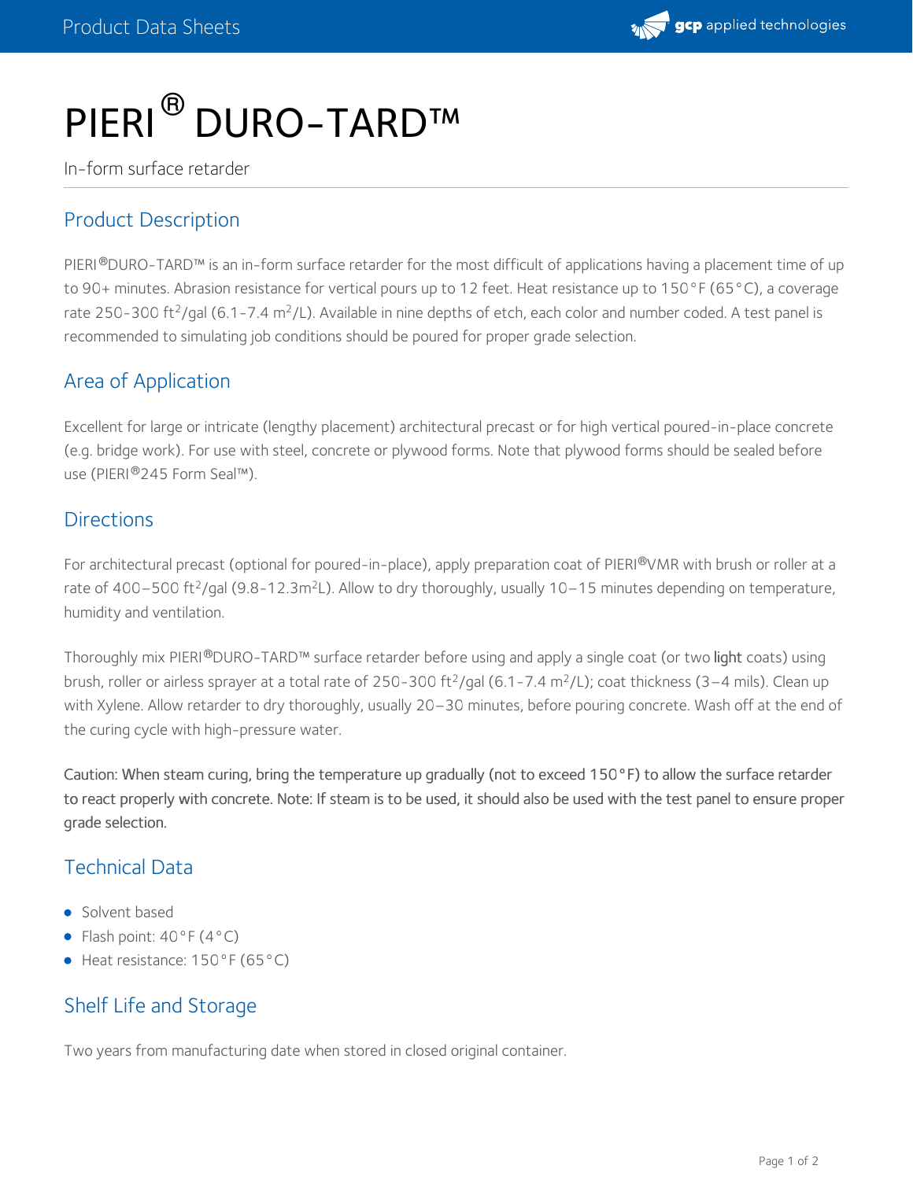# PIERI® DURO-TARD™

In-form surface retarder

## Product Description

PIERI®DURO-TARD™ is an in-form surface retarder for the most difficult of applications having a placement time of up to 90+ minutes. Abrasion resistance for vertical pours up to 12 feet. Heat resistance up to 150°F (65°C), a coverage rate 250-300 $ft^2$/gal (6.1-7.4 $m^2$/L). Available in nine depths of etch, each color and number coded. A test panel is recommended to simulating job conditions should be poured for proper grade selection.

## Area of Application

Excellent for large or intricate (lengthy placement) architectural precast or for high vertical poured-in-place concrete (e.g. bridge work). For use with steel, concrete or plywood forms. Note that plywood forms should be sealed before use (PIERI®245 Form Seal™).

## Directions

For architectural precast (optional for poured-in-place), apply preparation coat of PIERI®VMR with brush or roller at a rate of 400–500 $ft^2$/gal (9.8-12.3$m^2$L). Allow to dry thoroughly, usually 10–15 minutes depending on temperature, humidity and ventilation.

Thoroughly mix PIERI®DURO-TARD™ surface retarder before using and apply a single coat (or two light coats) using brush, roller or airless sprayer at a total rate of 250-300 $ft^2$/gal (6.1-7.4 $m^2$/L); coat thickness (3–4 mils). Clean up with Xylene. Allow retarder to dry thoroughly, usually 20–30 minutes, before pouring concrete. Wash off at the end of the curing cycle with high-pressure water.

Caution: When steam curing, bring the temperature up gradually (not to exceed 150°F) to allow the surface retarder to react properly with concrete. Note: If steam is to be used, it should also be used with the test panel to ensure proper grade selection.

## Technical Data

- Solvent based
- Flash point: 40°F (4°C)
- Heat resistance: 150°F (65°C)

## Shelf Life and Storage

Two years from manufacturing date when stored in closed original container.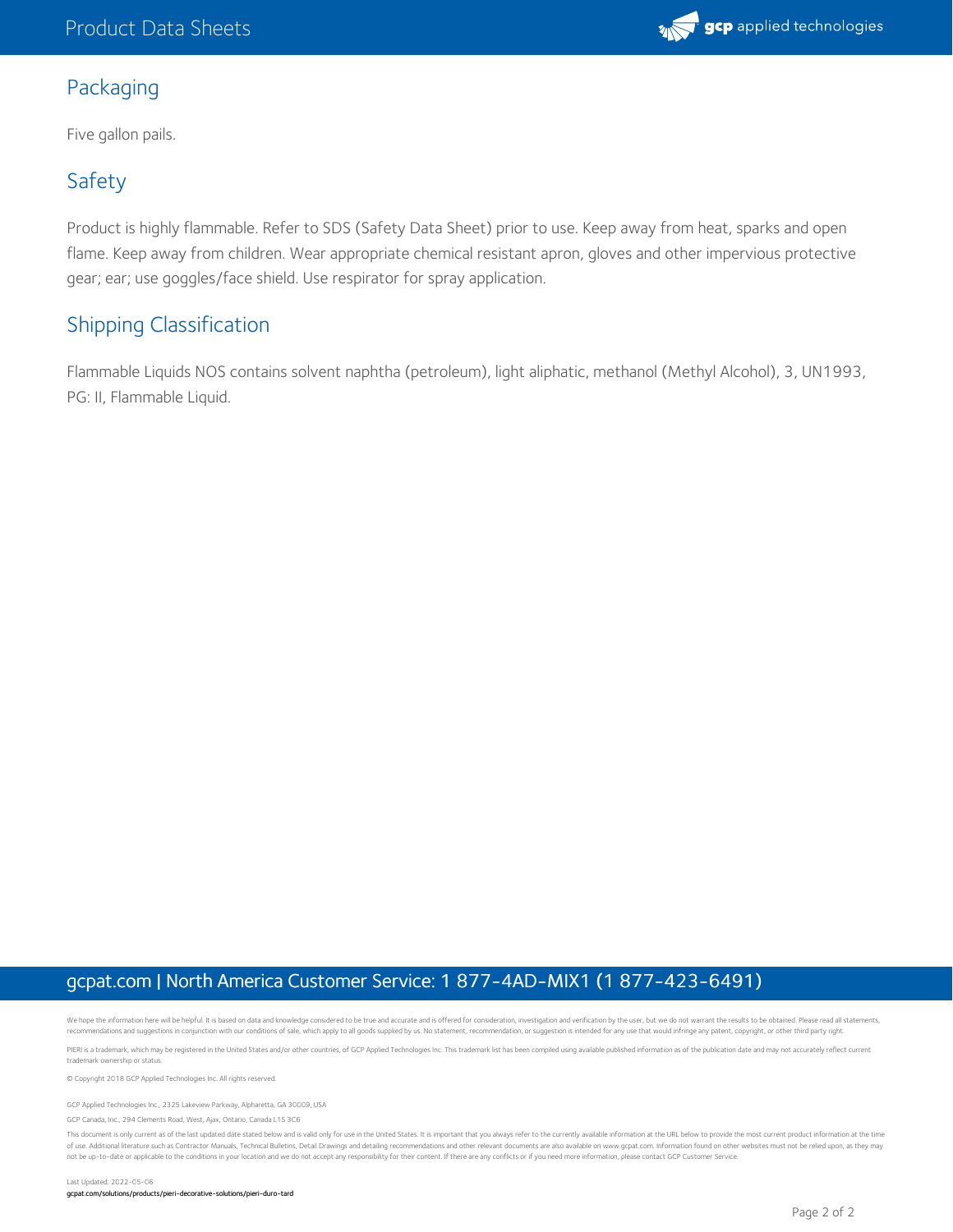## Packaging

Five gallon pails.

## Safety

Product is highly flammable. Refer to SDS (Safety Data Sheet) prior to use. Keep away from heat, sparks and open flame. Keep away from children. Wear appropriate chemical resistant apron, gloves and other impervious protective gear; ear; use goggles/face shield. Use respirator for spray application.

## Shipping Classification

Flammable Liquids NOS contains solvent naphtha (petroleum), light aliphatic, methanol (Methyl Alcohol), 3, UN1993, PG: II, Flammable Liquid.

gcpat.com | North America Customer Service: 1 877-4AD-MIX1 (1 877-423-6491)

We hope the information here will be helpful. It is based on data and knowledge considered to be true and accurate and is offered for consideration, investigation and verification by the user, but we do not warrant the results to be obtained. Please read all statements, recommendations and suggestions in conjunction with our conditions of sale, which apply to all goods supplied by us. No statement, recommendation, or suggestion is intended for any use that would infringe any patent, copyright, or other third party right.

PIERI is a trademark, which may be registered in the United States and/or other countries, of GCP Applied Technologies Inc. This trademark list has been compiled using available published information as of the publication date and may not accurately reflect current trademark ownership or status.

© Copyright 2018 GCP Applied Technologies Inc. All rights reserved.

GCP Applied Technologies Inc., 2325 Lakeview Parkway, Alpharetta, GA 30009, USA

GCP Canada, Inc., 294 Clements Road, West, Ajax, Ontario, Canada L1S 3C6

This document is only current as of the last updated date stated below and is valid only for use in the United States. It is important that you always refer to the currently available information at the URL below to provide the most current product information at the time of use. Additional literature such as Contractor Manuals, Technical Bulletins, Detail Drawings and detailing recommendations and other relevant documents are also available on www.gcpat.com. Information found on other websites must not be relied upon, as they may not be up-to-date or applicable to the conditions in your location and we do not accept any responsibility for their content. If there are any conflicts or if you need more information, please contact GCP Customer Service.

Last Updated: 2022-05-06

gcpat.com/solutions/products/pieri-decorative-solutions/pieri-duro-tard